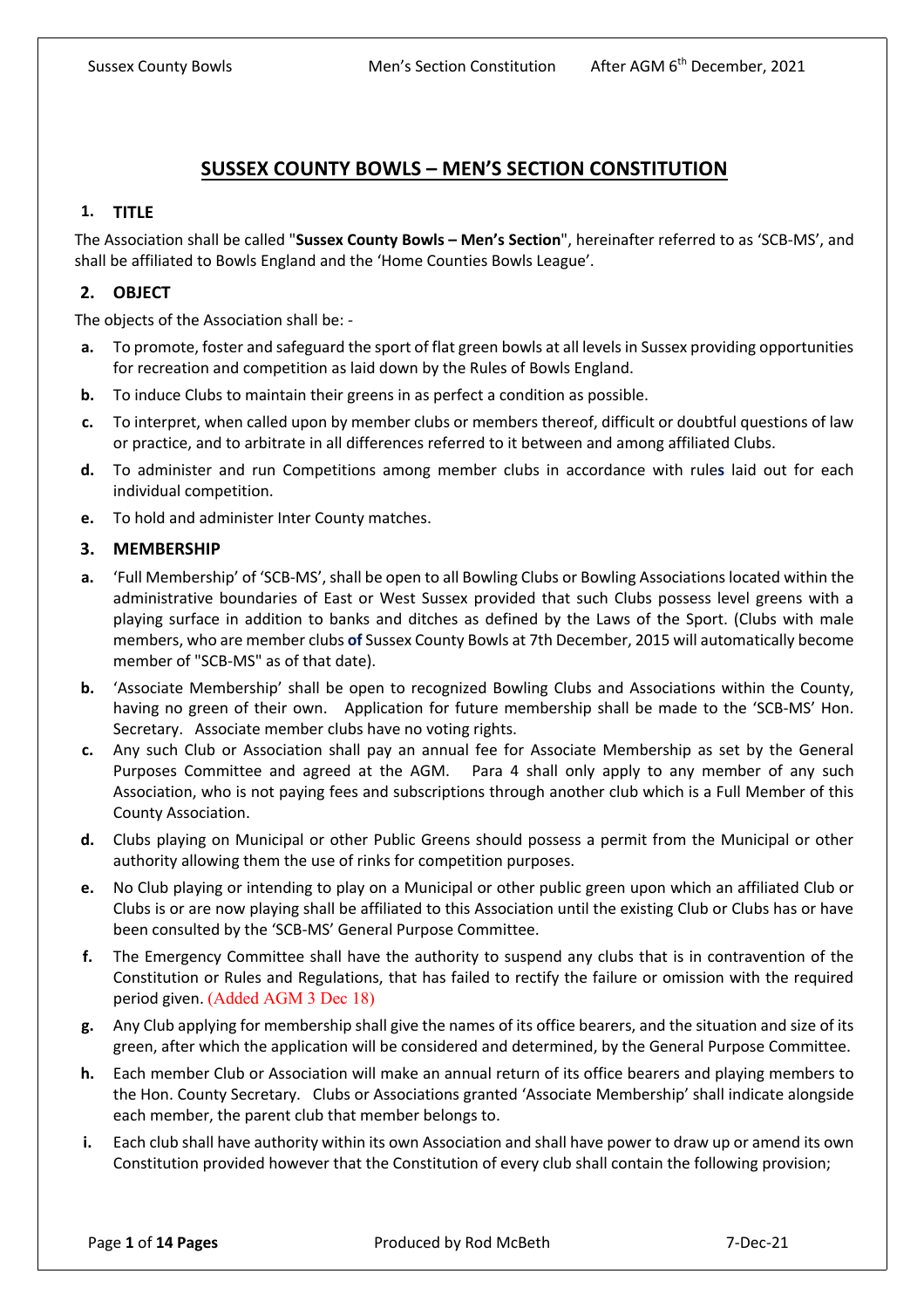# SUSSEX COUNTY BOWLS – MEN'S SECTION CONSTITUTION

## 1. TITLE

The Association shall be called "**Sussex County Bowls – Men's Section**", hereinafter referred to as 'SCB-MS', and shall be affiliated to Bowls England and the 'Home Counties Bowls League'.

## 2. OBJECT

The objects of the Association shall be: -

- **a.** To promote, foster and safeguard the sport of flat green bowls at all levels in Sussex providing opportunities for recreation and competition as laid down by the Rules of Bowls England.
- **b.** To induce Clubs to maintain their greens in as perfect a condition as possible.
- **c.** To interpret, when called upon by member clubs or members thereof, difficult or doubtful questions of law or practice, and to arbitrate in all differences referred to it between and among affiliated Clubs.
- **d.** To administer and run Competitions among member clubs in accordance with rules laid out for each individual competition.
- **e.** To hold and administer Inter County matches.

## 3. MEMBERSHIP

- **a.** 'Full Membership' of 'SCB-MS', shall be open to all Bowling Clubs or Bowling Associations located within the administrative boundaries of East or West Sussex provided that such Clubs possess level greens with a playing surface in addition to banks and ditches as defined by the Laws of the Sport. (Clubs with male members, who are member clubs **of** Sussex County Bowls at 7th December, 2015 will automatically become member of "SCB-MS" as of that date).
- **b.** 'Associate Membership' shall be open to recognized Bowling Clubs and Associations within the County, having no green of their own. Application for future membership shall be made to the 'SCB-MS' Hon. Secretary. Associate member clubs have no voting rights.
- **c.** Any such Club or Association shall pay an annual fee for Associate Membership as set by the General Purposes Committee and agreed at the AGM. Para 4 shall only apply to any member of any such Association, who is not paying fees and subscriptions through another club which is a Full Member of this County Association.
- **d.** Clubs playing on Municipal or other Public Greens should possess a permit from the Municipal or other authority allowing them the use of rinks for competition purposes.
- **e.** No Club playing or intending to play on a Municipal or other public green upon which an affiliated Club or Clubs is or are now playing shall be affiliated to this Association until the existing Club or Clubs has or have been consulted by the 'SCB-MS' General Purpose Committee.
- **f.** The Emergency Committee shall have the authority to suspend any clubs that is in contravention of the Constitution or Rules and Regulations, that has failed to rectify the failure or omission with the required period given. (Added AGM 3 Dec 18)
- **g.** Any Club applying for membership shall give the names of its office bearers, and the situation and size of its green, after which the application will be considered and determined, by the General Purpose Committee.
- **h.** Each member Club or Association will make an annual return of its office bearers and playing members to the Hon. County Secretary. Clubs or Associations granted 'Associate Membership' shall indicate alongside each member, the parent club that member belongs to.
- **i.** Each club shall have authority within its own Association and shall have power to draw up or amend its own Constitution provided however that the Constitution of every club shall contain the following provision;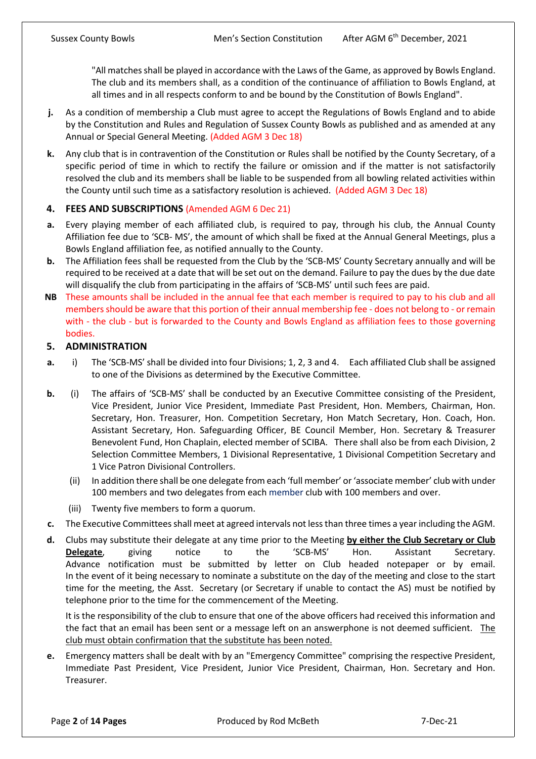"All matches shall be played in accordance with the Laws of the Game, as approved by Bowls England. The club and its members shall, as a condition of the continuance of affiliation to Bowls England, at all times and in all respects conform to and be bound by the Constitution of Bowls England".

**j.** As a condition of membership a Club must agree to accept the Regulations of Bowls England and to abide by the Constitution and Rules and Regulation of Sussex County Bowls as published and as amended at any Annual or Special General Meeting. (Added AGM 3 Dec 18)

**k.** Any club that is in contravention of the Constitution or Rules shall be notified by the County Secretary, of a specific period of time in which to rectify the failure or omission and if the matter is not satisfactorily resolved the club and its members shall be liable to be suspended from all bowling related activities within the County until such time as a satisfactory resolution is achieved. (Added AGM 3 Dec 18)

## 4. FEES AND SUBSCRIPTIONS (Amended AGM 6 Dec 21)

**a.** Every playing member of each affiliated club, is required to pay, through his club, the Annual County Affiliation fee due to 'SCB- MS', the amount of which shall be fixed at the Annual General Meetings, plus a Bowls England affiliation fee, as notified annually to the County.

**b.** The Affiliation fees shall be requested from the Club by the 'SCB-MS' County Secretary annually and will be required to be received at a date that will be set out on the demand. Failure to pay the dues by the due date will disqualify the club from participating in the affairs of 'SCB-MS' until such fees are paid.

**NB** These amounts shall be included in the annual fee that each member is required to pay to his club and all members should be aware that this portion of their annual membership fee - does not belong to - or remain with - the club - but is forwarded to the County and Bowls England as affiliation fees to those governing bodies.

## 5. ADMINISTRATION

**a.** i) The 'SCB-MS' shall be divided into four Divisions; 1, 2, 3 and 4. Each affiliated Club shall be assigned to one of the Divisions as determined by the Executive Committee.

**b.** (i) The affairs of 'SCB-MS' shall be conducted by an Executive Committee consisting of the President, Vice President, Junior Vice President, Immediate Past President, Hon. Members, Chairman, Hon. Secretary, Hon. Treasurer, Hon. Competition Secretary, Hon Match Secretary, Hon. Coach, Hon. Assistant Secretary, Hon. Safeguarding Officer, BE Council Member, Hon. Secretary & Treasurer Benevolent Fund, Hon Chaplain, elected member of SCIBA. There shall also be from each Division, 2 Selection Committee Members, 1 Divisional Representative, 1 Divisional Competition Secretary and 1 Vice Patron Divisional Controllers.

(ii) In addition there shall be one delegate from each 'full member' or 'associate member' club with under 100 members and two delegates from each member club with 100 members and over.

(iii) Twenty five members to form a quorum.

**c.** The Executive Committees shall meet at agreed intervals not less than three times a year including the AGM.

**d.** Clubs may substitute their delegate at any time prior to the Meeting **by either the Club Secretary or Club Delegate**, giving notice to the 'SCB-MS' Hon. Assistant Secretary. Advance notification must be submitted by letter on Club headed notepaper or by email. In the event of it being necessary to nominate a substitute on the day of the meeting and close to the start time for the meeting, the Asst. Secretary (or Secretary if unable to contact the AS) must be notified by telephone prior to the time for the commencement of the Meeting.

It is the responsibility of the club to ensure that one of the above officers had received this information and the fact that an email has been sent or a message left on an answerphone is not deemed sufficient. The club must obtain confirmation that the substitute has been noted.

**e.** Emergency matters shall be dealt with by an "Emergency Committee" comprising the respective President, Immediate Past President, Vice President, Junior Vice President, Chairman, Hon. Secretary and Hon. Treasurer.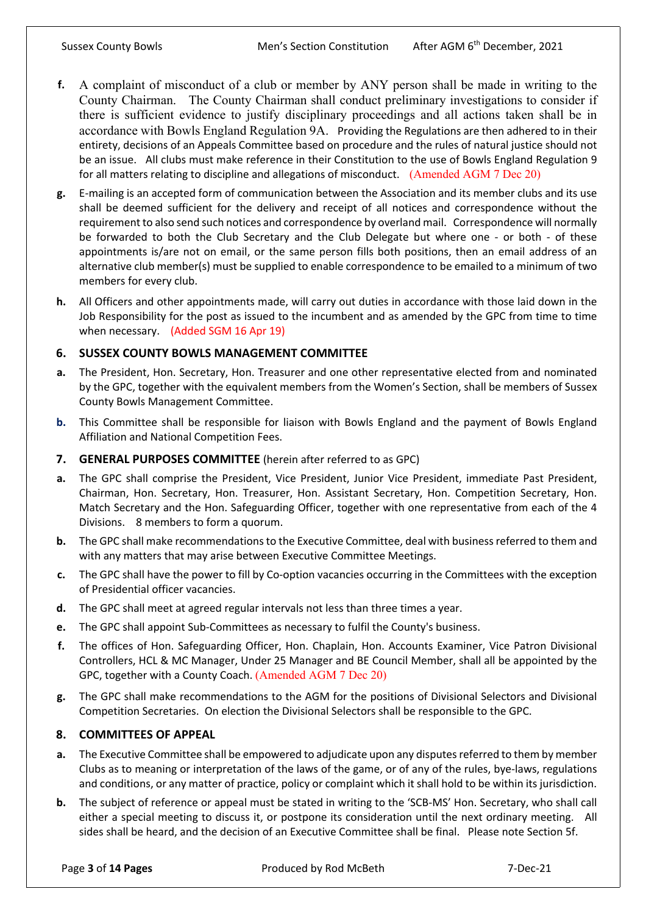**f.** A complaint of misconduct of a club or member by ANY person shall be made in writing to the County Chairman. The County Chairman shall conduct preliminary investigations to consider if there is sufficient evidence to justify disciplinary proceedings and all actions taken shall be in accordance with Bowls England Regulation 9A. Providing the Regulations are then adhered to in their entirety, decisions of an Appeals Committee based on procedure and the rules of natural justice should not be an issue. All clubs must make reference in their Constitution to the use of Bowls England Regulation 9 for all matters relating to discipline and allegations of misconduct. (Amended AGM 7 Dec 20)

**g.** E-mailing is an accepted form of communication between the Association and its member clubs and its use shall be deemed sufficient for the delivery and receipt of all notices and correspondence without the requirement to also send such notices and correspondence by overland mail. Correspondence will normally be forwarded to both the Club Secretary and the Club Delegate but where one - or both - of these appointments is/are not on email, or the same person fills both positions, then an email address of an alternative club member(s) must be supplied to enable correspondence to be emailed to a minimum of two members for every club.

**h.** All Officers and other appointments made, will carry out duties in accordance with those laid down in the Job Responsibility for the post as issued to the incumbent and as amended by the GPC from time to time when necessary. (Added SGM 16 Apr 19)

## 6. SUSSEX COUNTY BOWLS MANAGEMENT COMMITTEE

**a.** The President, Hon. Secretary, Hon. Treasurer and one other representative elected from and nominated by the GPC, together with the equivalent members from the Women's Section, shall be members of Sussex County Bowls Management Committee.

**b.** This Committee shall be responsible for liaison with Bowls England and the payment of Bowls England Affiliation and National Competition Fees.

## 7. GENERAL PURPOSES COMMITTEE (herein after referred to as GPC)

**a.** The GPC shall comprise the President, Vice President, Junior Vice President, immediate Past President, Chairman, Hon. Secretary, Hon. Treasurer, Hon. Assistant Secretary, Hon. Competition Secretary, Hon. Match Secretary and the Hon. Safeguarding Officer, together with one representative from each of the 4 Divisions. 8 members to form a quorum.

**b.** The GPC shall make recommendations to the Executive Committee, deal with business referred to them and with any matters that may arise between Executive Committee Meetings.

**c.** The GPC shall have the power to fill by Co-option vacancies occurring in the Committees with the exception of Presidential officer vacancies.

**d.** The GPC shall meet at agreed regular intervals not less than three times a year.

**e.** The GPC shall appoint Sub-Committees as necessary to fulfil the County's business.

**f.** The offices of Hon. Safeguarding Officer, Hon. Chaplain, Hon. Accounts Examiner, Vice Patron Divisional Controllers, HCL & MC Manager, Under 25 Manager and BE Council Member, shall all be appointed by the GPC, together with a County Coach. (Amended AGM 7 Dec 20)

**g.** The GPC shall make recommendations to the AGM for the positions of Divisional Selectors and Divisional Competition Secretaries. On election the Divisional Selectors shall be responsible to the GPC.

## 8. COMMITTEES OF APPEAL

**a.** The Executive Committee shall be empowered to adjudicate upon any disputes referred to them by member Clubs as to meaning or interpretation of the laws of the game, or of any of the rules, bye-laws, regulations and conditions, or any matter of practice, policy or complaint which it shall hold to be within its jurisdiction.

**b.** The subject of reference or appeal must be stated in writing to the 'SCB-MS' Hon. Secretary, who shall call either a special meeting to discuss it, or postpone its consideration until the next ordinary meeting. All sides shall be heard, and the decision of an Executive Committee shall be final. Please note Section 5f.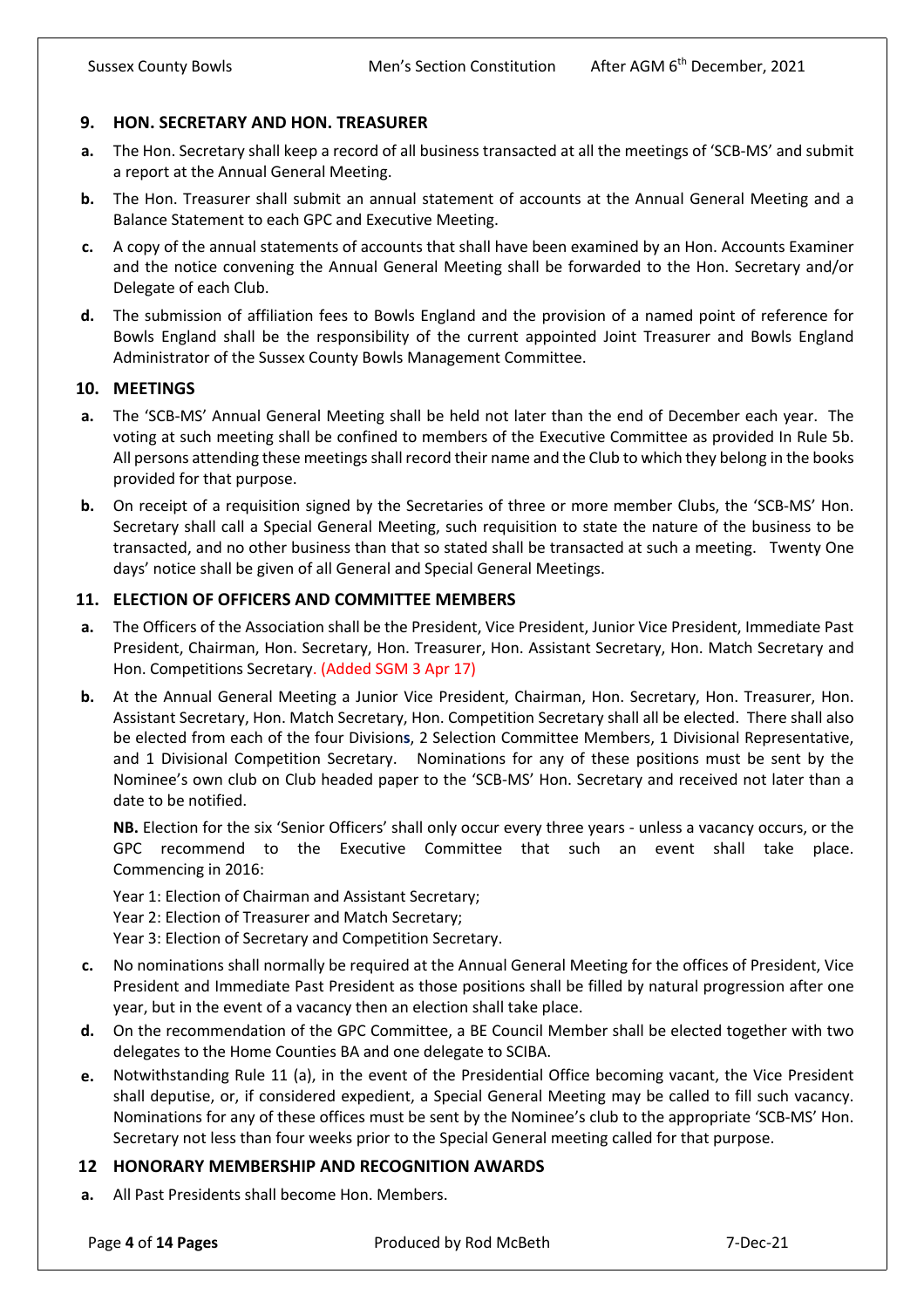## 9. HON. SECRETARY AND HON. TREASURER

**a.** The Hon. Secretary shall keep a record of all business transacted at all the meetings of 'SCB-MS' and submit a report at the Annual General Meeting.

**b.** The Hon. Treasurer shall submit an annual statement of accounts at the Annual General Meeting and a Balance Statement to each GPC and Executive Meeting.

**c.** A copy of the annual statements of accounts that shall have been examined by an Hon. Accounts Examiner and the notice convening the Annual General Meeting shall be forwarded to the Hon. Secretary and/or Delegate of each Club.

**d.** The submission of affiliation fees to Bowls England and the provision of a named point of reference for Bowls England shall be the responsibility of the current appointed Joint Treasurer and Bowls England Administrator of the Sussex County Bowls Management Committee.

## 10. MEETINGS

**a.** The 'SCB-MS' Annual General Meeting shall be held not later than the end of December each year. The voting at such meeting shall be confined to members of the Executive Committee as provided In Rule 5b. All persons attending these meetings shall record their name and the Club to which they belong in the books provided for that purpose.

**b.** On receipt of a requisition signed by the Secretaries of three or more member Clubs, the 'SCB-MS' Hon. Secretary shall call a Special General Meeting, such requisition to state the nature of the business to be transacted, and no other business than that so stated shall be transacted at such a meeting. Twenty One days' notice shall be given of all General and Special General Meetings.

## 11. ELECTION OF OFFICERS AND COMMITTEE MEMBERS

**a.** The Officers of the Association shall be the President, Vice President, Junior Vice President, Immediate Past President, Chairman, Hon. Secretary, Hon. Treasurer, Hon. Assistant Secretary, Hon. Match Secretary and Hon. Competitions Secretary. (Added SGM 3 Apr 17)

**b.** At the Annual General Meeting a Junior Vice President, Chairman, Hon. Secretary, Hon. Treasurer, Hon. Assistant Secretary, Hon. Match Secretary, Hon. Competition Secretary shall all be elected. There shall also be elected from each of the four Divisions, 2 Selection Committee Members, 1 Divisional Representative, and 1 Divisional Competition Secretary. Nominations for any of these positions must be sent by the Nominee's own club on Club headed paper to the 'SCB-MS' Hon. Secretary and received not later than a date to be notified.

**NB.** Election for the six 'Senior Officers' shall only occur every three years - unless a vacancy occurs, or the GPC recommend to the Executive Committee that such an event shall take place. Commencing in 2016:

Year 1: Election of Chairman and Assistant Secretary;
Year 2: Election of Treasurer and Match Secretary;
Year 3: Election of Secretary and Competition Secretary.

**c.** No nominations shall normally be required at the Annual General Meeting for the offices of President, Vice President and Immediate Past President as those positions shall be filled by natural progression after one year, but in the event of a vacancy then an election shall take place.

**d.** On the recommendation of the GPC Committee, a BE Council Member shall be elected together with two delegates to the Home Counties BA and one delegate to SCIBA.

**e.** Notwithstanding Rule 11 (a), in the event of the Presidential Office becoming vacant, the Vice President shall deputise, or, if considered expedient, a Special General Meeting may be called to fill such vacancy. Nominations for any of these offices must be sent by the Nominee's club to the appropriate 'SCB-MS' Hon. Secretary not less than four weeks prior to the Special General meeting called for that purpose.

## 12 HONORARY MEMBERSHIP AND RECOGNITION AWARDS

**a.** All Past Presidents shall become Hon. Members.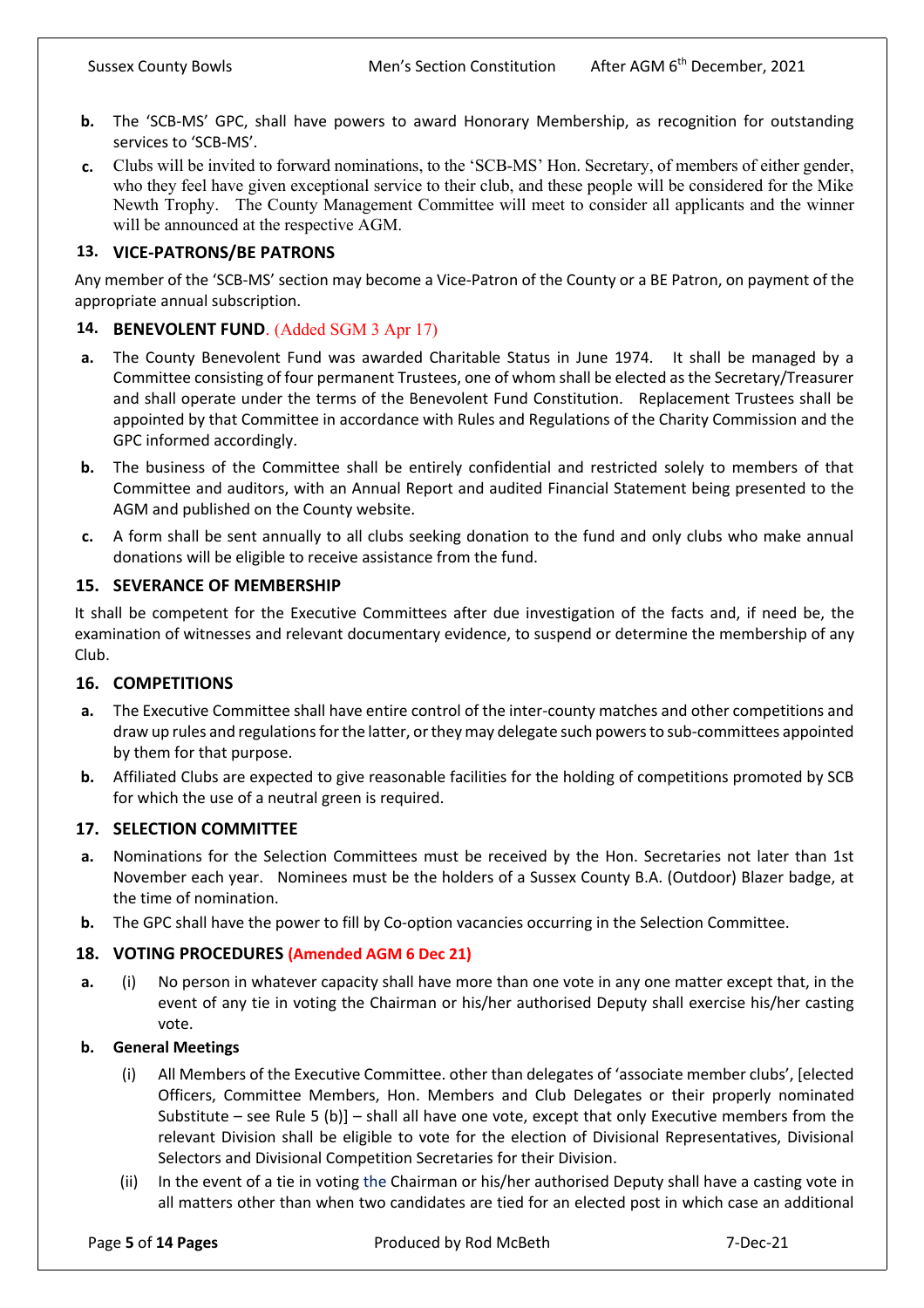**b.** The 'SCB-MS' GPC, shall have powers to award Honorary Membership, as recognition for outstanding services to 'SCB-MS'.

**c.** Clubs will be invited to forward nominations, to the 'SCB-MS' Hon. Secretary, of members of either gender, who they feel have given exceptional service to their club, and these people will be considered for the Mike Newth Trophy. The County Management Committee will meet to consider all applicants and the winner will be announced at the respective AGM.

## 13. VICE-PATRONS/BE PATRONS

Any member of the 'SCB-MS' section may become a Vice-Patron of the County or a BE Patron, on payment of the appropriate annual subscription.

## 14. BENEVOLENT FUND. (Added SGM 3 Apr 17)

**a.** The County Benevolent Fund was awarded Charitable Status in June 1974. It shall be managed by a Committee consisting of four permanent Trustees, one of whom shall be elected as the Secretary/Treasurer and shall operate under the terms of the Benevolent Fund Constitution. Replacement Trustees shall be appointed by that Committee in accordance with Rules and Regulations of the Charity Commission and the GPC informed accordingly.

**b.** The business of the Committee shall be entirely confidential and restricted solely to members of that Committee and auditors, with an Annual Report and audited Financial Statement being presented to the AGM and published on the County website.

**c.** A form shall be sent annually to all clubs seeking donation to the fund and only clubs who make annual donations will be eligible to receive assistance from the fund.

## 15. SEVERANCE OF MEMBERSHIP

It shall be competent for the Executive Committees after due investigation of the facts and, if need be, the examination of witnesses and relevant documentary evidence, to suspend or determine the membership of any Club.

## 16. COMPETITIONS

**a.** The Executive Committee shall have entire control of the inter-county matches and other competitions and draw up rules and regulations for the latter, or they may delegate such powers to sub-committees appointed by them for that purpose.

**b.** Affiliated Clubs are expected to give reasonable facilities for the holding of competitions promoted by SCB for which the use of a neutral green is required.

## 17. SELECTION COMMITTEE

**a.** Nominations for the Selection Committees must be received by the Hon. Secretaries not later than 1st November each year. Nominees must be the holders of a Sussex County B.A. (Outdoor) Blazer badge, at the time of nomination.

**b.** The GPC shall have the power to fill by Co-option vacancies occurring in the Selection Committee.

## 18. VOTING PROCEDURES (Amended AGM 6 Dec 21)

**a.** (i) No person in whatever capacity shall have more than one vote in any one matter except that, in the event of any tie in voting the Chairman or his/her authorised Deputy shall exercise his/her casting vote.

**b. General Meetings**

(i) All Members of the Executive Committee. other than delegates of 'associate member clubs', [elected Officers, Committee Members, Hon. Members and Club Delegates or their properly nominated Substitute – see Rule 5 (b)] – shall all have one vote, except that only Executive members from the relevant Division shall be eligible to vote for the election of Divisional Representatives, Divisional Selectors and Divisional Competition Secretaries for their Division.

(ii) In the event of a tie in voting the Chairman or his/her authorised Deputy shall have a casting vote in all matters other than when two candidates are tied for an elected post in which case an additional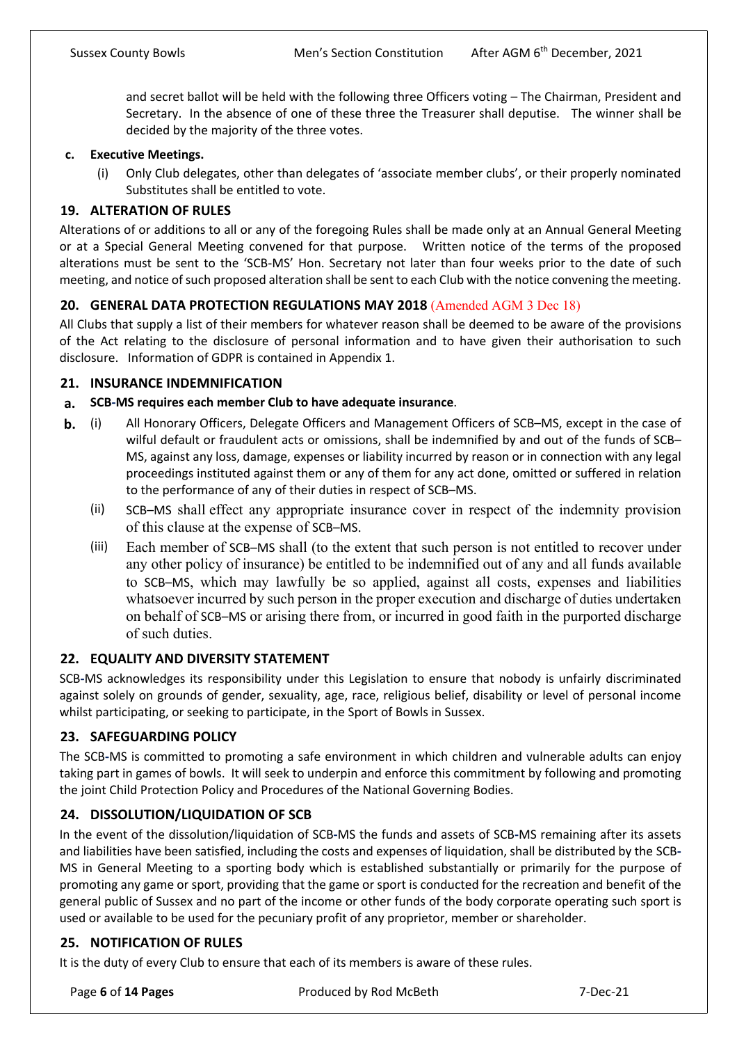and secret ballot will be held with the following three Officers voting – The Chairman, President and Secretary. In the absence of one of these three the Treasurer shall deputise. The winner shall be decided by the majority of the three votes.

**c. Executive Meetings.**

(i) Only Club delegates, other than delegates of 'associate member clubs', or their properly nominated Substitutes shall be entitled to vote.

## 19. ALTERATION OF RULES

Alterations of or additions to all or any of the foregoing Rules shall be made only at an Annual General Meeting or at a Special General Meeting convened for that purpose. Written notice of the terms of the proposed alterations must be sent to the 'SCB-MS' Hon. Secretary not later than four weeks prior to the date of such meeting, and notice of such proposed alteration shall be sent to each Club with the notice convening the meeting.

## 20. GENERAL DATA PROTECTION REGULATIONS MAY 2018 (Amended AGM 3 Dec 18)

All Clubs that supply a list of their members for whatever reason shall be deemed to be aware of the provisions of the Act relating to the disclosure of personal information and to have given their authorisation to such disclosure. Information of GDPR is contained in Appendix 1.

## 21. INSURANCE INDEMNIFICATION

**a. SCB-MS requires each member Club to have adequate insurance**.

**b.** (i) All Honorary Officers, Delegate Officers and Management Officers of SCB–MS, except in the case of wilful default or fraudulent acts or omissions, shall be indemnified by and out of the funds of SCB–MS, against any loss, damage, expenses or liability incurred by reason or in connection with any legal proceedings instituted against them or any of them for any act done, omitted or suffered in relation to the performance of any of their duties in respect of SCB–MS.

(ii) SCB–MS shall effect any appropriate insurance cover in respect of the indemnity provision of this clause at the expense of SCB–MS.

(iii) Each member of SCB–MS shall (to the extent that such person is not entitled to recover under any other policy of insurance) be entitled to be indemnified out of any and all funds available to SCB–MS, which may lawfully be so applied, against all costs, expenses and liabilities whatsoever incurred by such person in the proper execution and discharge of duties undertaken on behalf of SCB–MS or arising there from, or incurred in good faith in the purported discharge of such duties.

## 22. EQUALITY AND DIVERSITY STATEMENT

SCB-MS acknowledges its responsibility under this Legislation to ensure that nobody is unfairly discriminated against solely on grounds of gender, sexuality, age, race, religious belief, disability or level of personal income whilst participating, or seeking to participate, in the Sport of Bowls in Sussex.

## 23. SAFEGUARDING POLICY

The SCB-MS is committed to promoting a safe environment in which children and vulnerable adults can enjoy taking part in games of bowls. It will seek to underpin and enforce this commitment by following and promoting the joint Child Protection Policy and Procedures of the National Governing Bodies.

## 24. DISSOLUTION/LIQUIDATION OF SCB

In the event of the dissolution/liquidation of SCB-MS the funds and assets of SCB-MS remaining after its assets and liabilities have been satisfied, including the costs and expenses of liquidation, shall be distributed by the SCB-MS in General Meeting to a sporting body which is established substantially or primarily for the purpose of promoting any game or sport, providing that the game or sport is conducted for the recreation and benefit of the general public of Sussex and no part of the income or other funds of the body corporate operating such sport is used or available to be used for the pecuniary profit of any proprietor, member or shareholder.

## 25. NOTIFICATION OF RULES

It is the duty of every Club to ensure that each of its members is aware of these rules.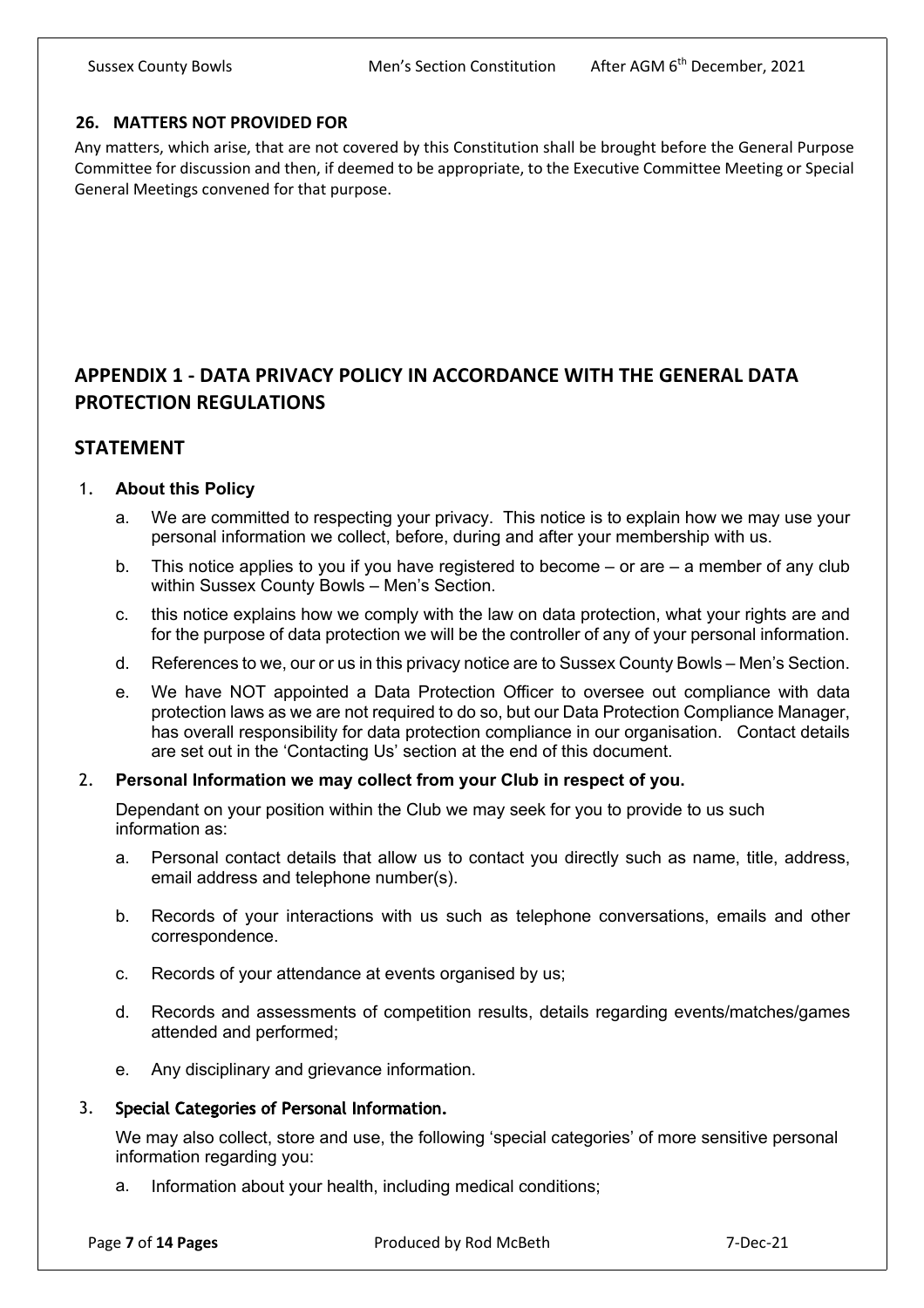## 26. MATTERS NOT PROVIDED FOR

Any matters, which arise, that are not covered by this Constitution shall be brought before the General Purpose Committee for discussion and then, if deemed to be appropriate, to the Executive Committee Meeting or Special General Meetings convened for that purpose.

# APPENDIX 1 - DATA PRIVACY POLICY IN ACCORDANCE WITH THE GENERAL DATA PROTECTION REGULATIONS

## STATEMENT

1. **About this Policy**

   a. We are committed to respecting your privacy. This notice is to explain how we may use your personal information we collect, before, during and after your membership with us.

   b. This notice applies to you if you have registered to become – or are – a member of any club within Sussex County Bowls – Men's Section.

   c. this notice explains how we comply with the law on data protection, what your rights are and for the purpose of data protection we will be the controller of any of your personal information.

   d. References to we, our or us in this privacy notice are to Sussex County Bowls – Men's Section.

   e. We have NOT appointed a Data Protection Officer to oversee out compliance with data protection laws as we are not required to do so, but our Data Protection Compliance Manager, has overall responsibility for data protection compliance in our organisation. Contact details are set out in the 'Contacting Us' section at the end of this document.

2. **Personal Information we may collect from your Club in respect of you.**

   Dependant on your position within the Club we may seek for you to provide to us such information as:

   a. Personal contact details that allow us to contact you directly such as name, title, address, email address and telephone number(s).

   b. Records of your interactions with us such as telephone conversations, emails and other correspondence.

   c. Records of your attendance at events organised by us;

   d. Records and assessments of competition results, details regarding events/matches/games attended and performed;

   e. Any disciplinary and grievance information.

3. **Special Categories of Personal Information.**

   We may also collect, store and use, the following 'special categories' of more sensitive personal information regarding you:

   a. Information about your health, including medical conditions;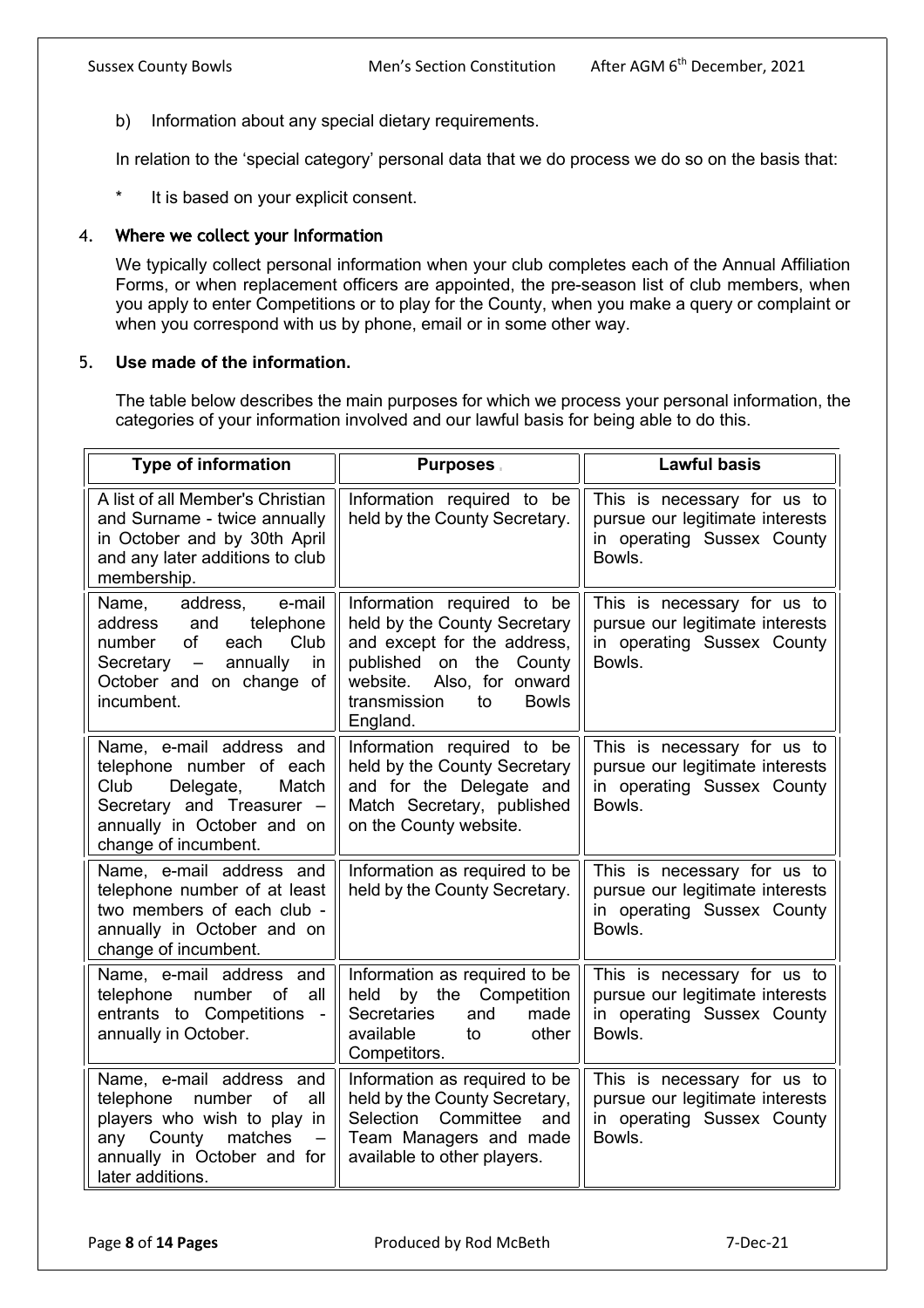b) Information about any special dietary requirements.

In relation to the 'special category' personal data that we do process we do so on the basis that:

\* It is based on your explicit consent.

## 4. Where we collect your Information

We typically collect personal information when your club completes each of the Annual Affiliation Forms, or when replacement officers are appointed, the pre-season list of club members, when you apply to enter Competitions or to play for the County, when you make a query or complaint or when you correspond with us by phone, email or in some other way.

## 5. Use made of the information.

The table below describes the main purposes for which we process your personal information, the categories of your information involved and our lawful basis for being able to do this.

| Type of information | Purposes | Lawful basis |
|---|---|---|
| A list of all Member's Christian and Surname - twice annually in October and by 30th April and any later additions to club membership. | Information required to be held by the County Secretary. | This is necessary for us to pursue our legitimate interests in operating Sussex County Bowls. |
| Name, address, e-mail address and telephone number of each Club Secretary – annually in October and on change of incumbent. | Information required to be held by the County Secretary and except for the address, published on the County website. Also, for onward transmission to Bowls England. | This is necessary for us to pursue our legitimate interests in operating Sussex County Bowls. |
| Name, e-mail address and telephone number of each Club Delegate, Match Secretary and Treasurer – annually in October and on change of incumbent. | Information required to be held by the County Secretary and for the Delegate and Match Secretary, published on the County website. | This is necessary for us to pursue our legitimate interests in operating Sussex County Bowls. |
| Name, e-mail address and telephone number of at least two members of each club - annually in October and on change of incumbent. | Information as required to be held by the County Secretary. | This is necessary for us to pursue our legitimate interests in operating Sussex County Bowls. |
| Name, e-mail address and telephone number of all entrants to Competitions - annually in October. | Information as required to be held by the Competition Secretaries and made available to other Competitors. | This is necessary for us to pursue our legitimate interests in operating Sussex County Bowls. |
| Name, e-mail address and telephone number of all players who wish to play in any County matches – annually in October and for later additions. | Information as required to be held by the County Secretary, Selection Committee and Team Managers and made available to other players. | This is necessary for us to pursue our legitimate interests in operating Sussex County Bowls. |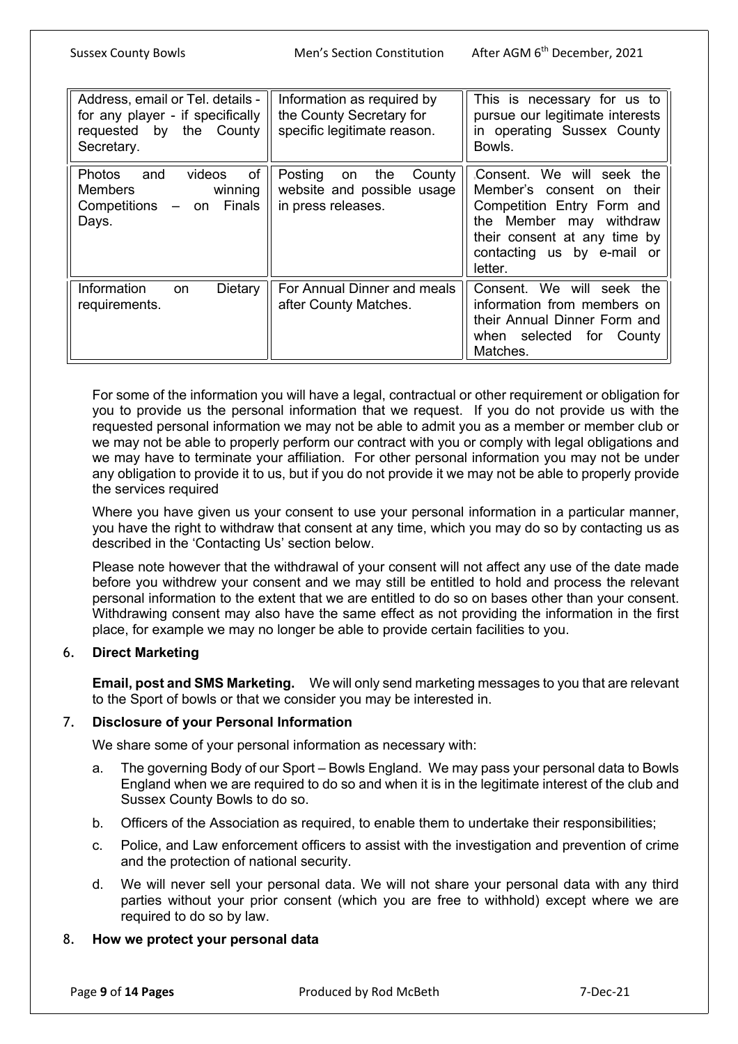| Address, email or Tel. details - for any player - if specifically requested by the County Secretary. | Information as required by the County Secretary for specific legitimate reason. | This is necessary for us to pursue our legitimate interests in operating Sussex County Bowls. |
|---|---|---|
| Photos and videos of Members winning Competitions – on Finals Days. | Posting on the County website and possible usage in press releases. | Consent. We will seek the Member's consent on their Competition Entry Form and the Member may withdraw their consent at any time by contacting us by e-mail or letter. |
| Information on Dietary requirements. | For Annual Dinner and meals after County Matches. | Consent. We will seek the information from members on their Annual Dinner Form and when selected for County Matches. |

For some of the information you will have a legal, contractual or other requirement or obligation for you to provide us the personal information that we request. If you do not provide us with the requested personal information we may not be able to admit you as a member or member club or we may not be able to properly perform our contract with you or comply with legal obligations and we may have to terminate your affiliation. For other personal information you may not be under any obligation to provide it to us, but if you do not provide it we may not be able to properly provide the services required

Where you have given us your consent to use your personal information in a particular manner, you have the right to withdraw that consent at any time, which you may do so by contacting us as described in the 'Contacting Us' section below.

Please note however that the withdrawal of your consent will not affect any use of the date made before you withdrew your consent and we may still be entitled to hold and process the relevant personal information to the extent that we are entitled to do so on bases other than your consent. Withdrawing consent may also have the same effect as not providing the information in the first place, for example we may no longer be able to provide certain facilities to you.

6. **Direct Marketing**

**Email, post and SMS Marketing.** We will only send marketing messages to you that are relevant to the Sport of bowls or that we consider you may be interested in.

7. **Disclosure of your Personal Information**

We share some of your personal information as necessary with:

a. The governing Body of our Sport – Bowls England. We may pass your personal data to Bowls England when we are required to do so and when it is in the legitimate interest of the club and Sussex County Bowls to do so.

b. Officers of the Association as required, to enable them to undertake their responsibilities;

c. Police, and Law enforcement officers to assist with the investigation and prevention of crime and the protection of national security.

d. We will never sell your personal data. We will not share your personal data with any third parties without your prior consent (which you are free to withhold) except where we are required to do so by law.

8. **How we protect your personal data**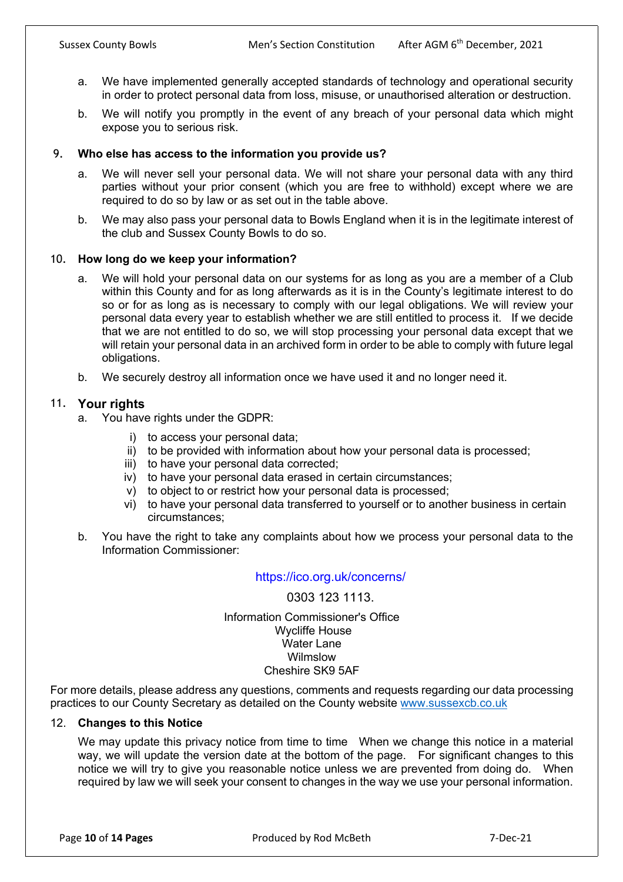a. We have implemented generally accepted standards of technology and operational security in order to protect personal data from loss, misuse, or unauthorised alteration or destruction.

b. We will notify you promptly in the event of any breach of your personal data which might expose you to serious risk.

9. **Who else has access to the information you provide us?**

a. We will never sell your personal data. We will not share your personal data with any third parties without your prior consent (which you are free to withhold) except where we are required to do so by law or as set out in the table above.

b. We may also pass your personal data to Bowls England when it is in the legitimate interest of the club and Sussex County Bowls to do so.

10. **How long do we keep your information?**

a. We will hold your personal data on our systems for as long as you are a member of a Club within this County and for as long afterwards as it is in the County's legitimate interest to do so or for as long as is necessary to comply with our legal obligations. We will review your personal data every year to establish whether we are still entitled to process it. If we decide that we are not entitled to do so, we will stop processing your personal data except that we will retain your personal data in an archived form in order to be able to comply with future legal obligations.

b. We securely destroy all information once we have used it and no longer need it.

11. **Your rights**

a. You have rights under the GDPR:

   i) to access your personal data;
   ii) to be provided with information about how your personal data is processed;
   iii) to have your personal data corrected;
   iv) to have your personal data erased in certain circumstances;
   v) to object to or restrict how your personal data is processed;
   vi) to have your personal data transferred to yourself or to another business in certain circumstances;

b. You have the right to take any complaints about how we process your personal data to the Information Commissioner:

https://ico.org.uk/concerns/

0303 123 1113.

Information Commissioner's Office
Wycliffe House
Water Lane
Wilmslow
Cheshire SK9 5AF

For more details, please address any questions, comments and requests regarding our data processing practices to our County Secretary as detailed on the County website www.sussexcb.co.uk

12. **Changes to this Notice**

We may update this privacy notice from time to time When we change this notice in a material way, we will update the version date at the bottom of the page. For significant changes to this notice we will try to give you reasonable notice unless we are prevented from doing do. When required by law we will seek your consent to changes in the way we use your personal information.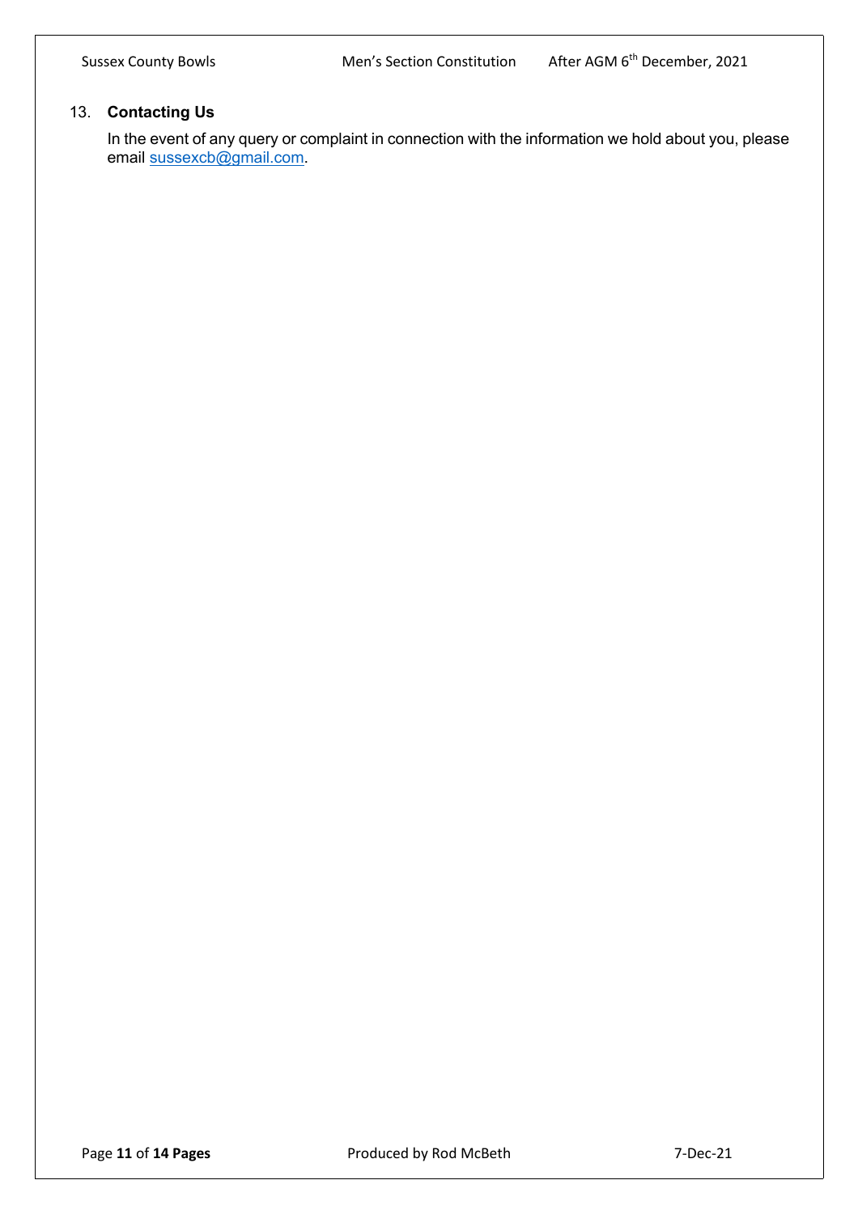## 13. Contacting Us

In the event of any query or complaint in connection with the information we hold about you, please email sussexcb@gmail.com.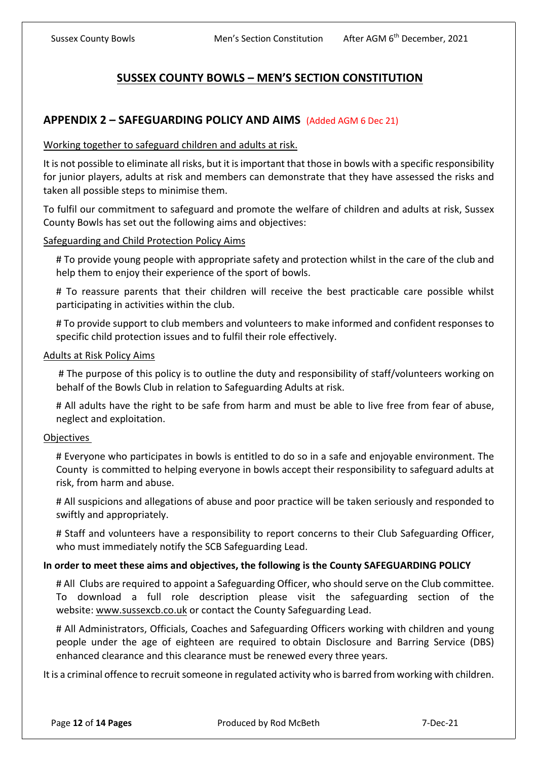# SUSSEX COUNTY BOWLS – MEN'S SECTION CONSTITUTION

## APPENDIX 2 – SAFEGUARDING POLICY AND AIMS (Added AGM 6 Dec 21)

Working together to safeguard children and adults at risk.

It is not possible to eliminate all risks, but it is important that those in bowls with a specific responsibility for junior players, adults at risk and members can demonstrate that they have assessed the risks and taken all possible steps to minimise them.

To fulfil our commitment to safeguard and promote the welfare of children and adults at risk, Sussex County Bowls has set out the following aims and objectives:

Safeguarding and Child Protection Policy Aims

# To provide young people with appropriate safety and protection whilst in the care of the club and help them to enjoy their experience of the sport of bowls.

# To reassure parents that their children will receive the best practicable care possible whilst participating in activities within the club.

# To provide support to club members and volunteers to make informed and confident responses to specific child protection issues and to fulfil their role effectively.

Adults at Risk Policy Aims

# The purpose of this policy is to outline the duty and responsibility of staff/volunteers working on behalf of the Bowls Club in relation to Safeguarding Adults at risk.

# All adults have the right to be safe from harm and must be able to live free from fear of abuse, neglect and exploitation.

Objectives

# Everyone who participates in bowls is entitled to do so in a safe and enjoyable environment. The County is committed to helping everyone in bowls accept their responsibility to safeguard adults at risk, from harm and abuse.

# All suspicions and allegations of abuse and poor practice will be taken seriously and responded to swiftly and appropriately.

# Staff and volunteers have a responsibility to report concerns to their Club Safeguarding Officer, who must immediately notify the SCB Safeguarding Lead.

**In order to meet these aims and objectives, the following is the County SAFEGUARDING POLICY**

# All Clubs are required to appoint a Safeguarding Officer, who should serve on the Club committee. To download a full role description please visit the safeguarding section of the website: www.sussexcb.co.uk or contact the County Safeguarding Lead.

# All Administrators, Officials, Coaches and Safeguarding Officers working with children and young people under the age of eighteen are required to obtain Disclosure and Barring Service (DBS) enhanced clearance and this clearance must be renewed every three years.

It is a criminal offence to recruit someone in regulated activity who is barred from working with children.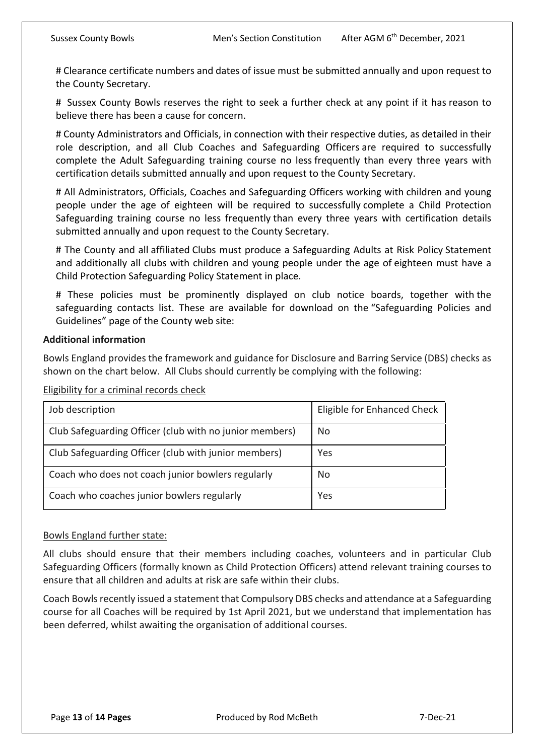# Clearance certificate numbers and dates of issue must be submitted annually and upon request to the County Secretary.

# Sussex County Bowls reserves the right to seek a further check at any point if it has reason to believe there has been a cause for concern.

# County Administrators and Officials, in connection with their respective duties, as detailed in their role description, and all Club Coaches and Safeguarding Officers are required to successfully complete the Adult Safeguarding training course no less frequently than every three years with certification details submitted annually and upon request to the County Secretary.

# All Administrators, Officials, Coaches and Safeguarding Officers working with children and young people under the age of eighteen will be required to successfully complete a Child Protection Safeguarding training course no less frequently than every three years with certification details submitted annually and upon request to the County Secretary.

# The County and all affiliated Clubs must produce a Safeguarding Adults at Risk Policy Statement and additionally all clubs with children and young people under the age of eighteen must have a Child Protection Safeguarding Policy Statement in place.

# These policies must be prominently displayed on club notice boards, together with the safeguarding contacts list. These are available for download on the "Safeguarding Policies and Guidelines" page of the County web site:

**Additional information**

Bowls England provides the framework and guidance for Disclosure and Barring Service (DBS) checks as shown on the chart below. All Clubs should currently be complying with the following:

Eligibility for a criminal records check

| Job description | Eligible for Enhanced Check |
|---|---|
| Club Safeguarding Officer (club with no junior members) | No |
| Club Safeguarding Officer (club with junior members) | Yes |
| Coach who does not coach junior bowlers regularly | No |
| Coach who coaches junior bowlers regularly | Yes |

Bowls England further state:

All clubs should ensure that their members including coaches, volunteers and in particular Club Safeguarding Officers (formally known as Child Protection Officers) attend relevant training courses to ensure that all children and adults at risk are safe within their clubs.

Coach Bowls recently issued a statement that Compulsory DBS checks and attendance at a Safeguarding course for all Coaches will be required by 1st April 2021, but we understand that implementation has been deferred, whilst awaiting the organisation of additional courses.